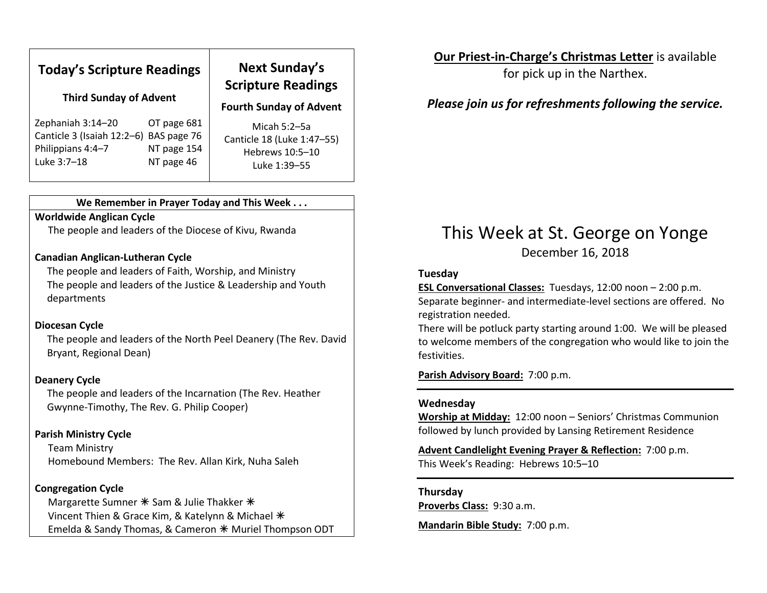## Today's Scripture Readings

**Third Sunday of Advent**

| | |
|---|---|
| Zephaniah 3:14–20 | OT page 681 |
| Canticle 3 (Isaiah 12:2–6) | BAS page 76 |
| Philippians 4:4–7 | NT page 154 |
| Luke 3:7–18 | NT page 46 |

## Next Sunday's Scripture Readings

**Fourth Sunday of Advent**

Micah 5:2–5a
Canticle 18 (Luke 1:47–55)
Hebrews 10:5–10
Luke 1:39–55

**We Remember in Prayer Today and This Week . . .**

**Worldwide Anglican Cycle**
The people and leaders of the Diocese of Kivu, Rwanda

**Canadian Anglican-Lutheran Cycle**
The people and leaders of Faith, Worship, and Ministry
The people and leaders of the Justice & Leadership and Youth departments

**Diocesan Cycle**
The people and leaders of the North Peel Deanery (The Rev. David Bryant, Regional Dean)

**Deanery Cycle**
The people and leaders of the Incarnation (The Rev. Heather Gwynne-Timothy, The Rev. G. Philip Cooper)

**Parish Ministry Cycle**
Team Ministry
Homebound Members: The Rev. Allan Kirk, Nuha Saleh

**Congregation Cycle**
Margarette Sumner ✳ Sam & Julie Thakker ✳
Vincent Thien & Grace Kim, & Katelynn & Michael ✳
Emelda & Sandy Thomas, & Cameron ✳ Muriel Thompson ODT

**<u>Our Priest-in-Charge's Christmas Letter</u>** is available for pick up in the Narthex.

***Please join us for refreshments following the service.***

# This Week at St. George on Yonge

December 16, 2018

**Tuesday**

**<u>ESL Conversational Classes:</u>** Tuesdays, 12:00 noon – 2:00 p.m. Separate beginner- and intermediate-level sections are offered. No registration needed.
There will be potluck party starting around 1:00. We will be pleased to welcome members of the congregation who would like to join the festivities.

**<u>Parish Advisory Board:</u>** 7:00 p.m.

---

**Wednesday**

**<u>Worship at Midday:</u>** 12:00 noon – Seniors' Christmas Communion followed by lunch provided by Lansing Retirement Residence

**<u>Advent Candlelight Evening Prayer & Reflection:</u>** 7:00 p.m.
This Week's Reading: Hebrews 10:5–10

---

**Thursday**

**<u>Proverbs Class:</u>** 9:30 a.m.

**<u>Mandarin Bible Study:</u>** 7:00 p.m.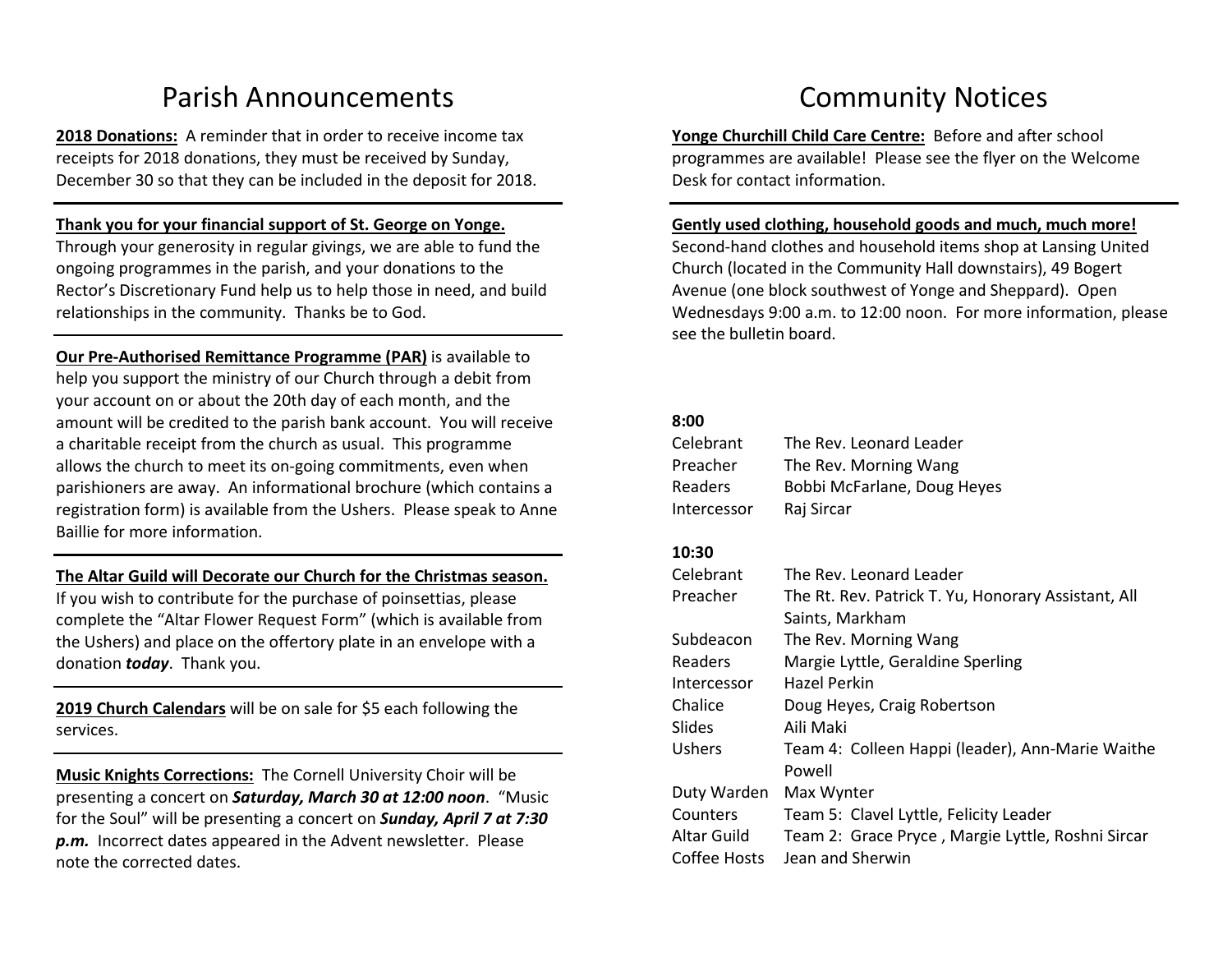# Parish Announcements

**<u>2018 Donations:</u>** A reminder that in order to receive income tax receipts for 2018 donations, they must be received by Sunday, December 30 so that they can be included in the deposit for 2018.

---

**<u>Thank you for your financial support of St. George on Yonge.</u>** Through your generosity in regular givings, we are able to fund the ongoing programmes in the parish, and your donations to the Rector's Discretionary Fund help us to help those in need, and build relationships in the community. Thanks be to God.

---

**<u>Our Pre-Authorised Remittance Programme (PAR)</u>** is available to help you support the ministry of our Church through a debit from your account on or about the 20th day of each month, and the amount will be credited to the parish bank account. You will receive a charitable receipt from the church as usual. This programme allows the church to meet its on-going commitments, even when parishioners are away. An informational brochure (which contains a registration form) is available from the Ushers. Please speak to Anne Baillie for more information.

---

**<u>The Altar Guild will Decorate our Church for the Christmas season.</u>** If you wish to contribute for the purchase of poinsettias, please complete the "Altar Flower Request Form" (which is available from the Ushers) and place on the offertory plate in an envelope with a donation ***today***. Thank you.

---

**<u>2019 Church Calendars</u>** will be on sale for $5 each following the services.

---

**<u>Music Knights Corrections:</u>** The Cornell University Choir will be presenting a concert on ***Saturday, March 30 at 12:00 noon***. "Music for the Soul" will be presenting a concert on ***Sunday, April 7 at 7:30 p.m.*** Incorrect dates appeared in the Advent newsletter. Please note the corrected dates.

# Community Notices

**<u>Yonge Churchill Child Care Centre:</u>** Before and after school programmes are available! Please see the flyer on the Welcome Desk for contact information.

---

**<u>Gently used clothing, household goods and much, much more!</u>** Second-hand clothes and household items shop at Lansing United Church (located in the Community Hall downstairs), 49 Bogert Avenue (one block southwest of Yonge and Sheppard). Open Wednesdays 9:00 a.m. to 12:00 noon. For more information, please see the bulletin board.

**8:00**

| | |
|---|---|
| Celebrant | The Rev. Leonard Leader |
| Preacher | The Rev. Morning Wang |
| Readers | Bobbi McFarlane, Doug Heyes |
| Intercessor | Raj Sircar |

**10:30**

| | |
|---|---|
| Celebrant | The Rev. Leonard Leader |
| Preacher | The Rt. Rev. Patrick T. Yu, Honorary Assistant, All Saints, Markham |
| Subdeacon | The Rev. Morning Wang |
| Readers | Margie Lyttle, Geraldine Sperling |
| Intercessor | Hazel Perkin |
| Chalice | Doug Heyes, Craig Robertson |
| Slides | Aili Maki |
| Ushers | Team 4: Colleen Happi (leader), Ann-Marie Waithe Powell |
| Duty Warden | Max Wynter |
| Counters | Team 5: Clavel Lyttle, Felicity Leader |
| Altar Guild | Team 2: Grace Pryce , Margie Lyttle, Roshni Sircar |
| Coffee Hosts | Jean and Sherwin |